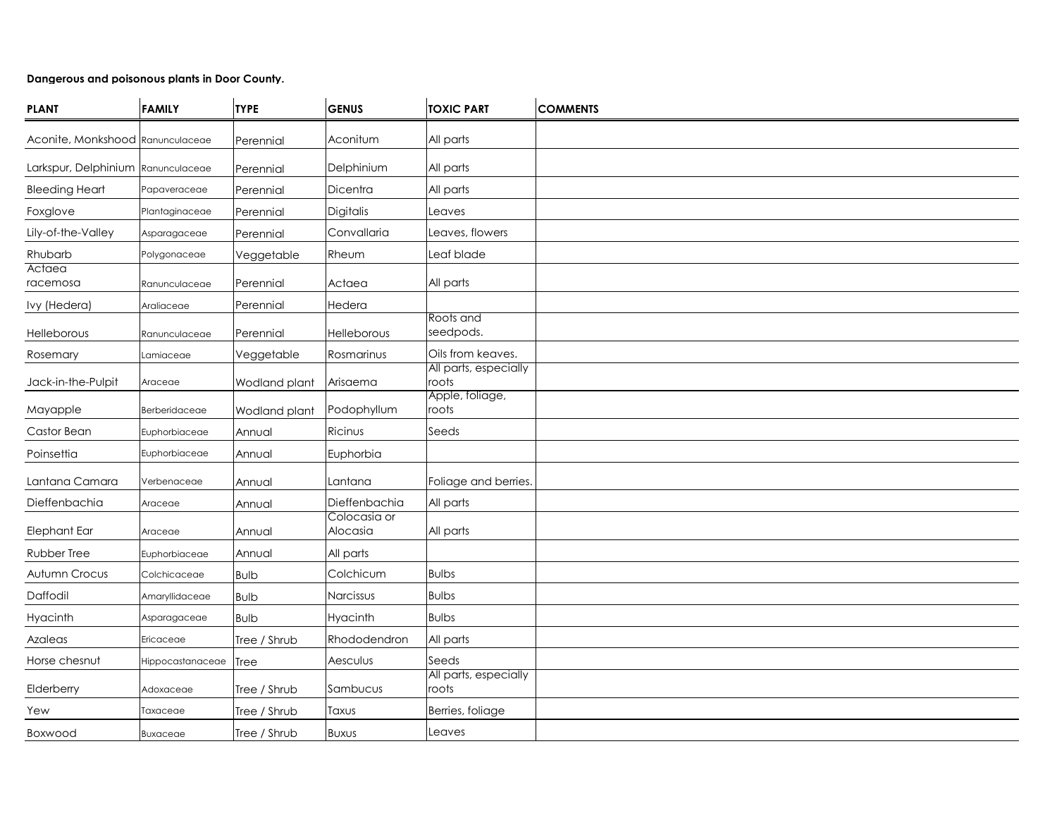**Dangerous and poisonous plants in Door County.**

| PLANT | FAMILY | TYPE | GENUS | TOXIC PART | COMMENTS |
|---|---|---|---|---|---|
| Aconite, Monkshood | Ranunculaceae | Perennial | Aconitum | All parts | |
| Larkspur, Delphinium | Ranunculaceae | Perennial | Delphinium | All parts | |
| Bleeding Heart | Papaveraceae | Perennial | Dicentra | All parts | |
| Foxglove | Plantaginaceae | Perennial | Digitalis | Leaves | |
| Lily-of-the-Valley | Asparagaceae | Perennial | Convallaria | Leaves, flowers | |
| Rhubarb | Polygonaceae | Veggetable | Rheum | Leaf blade | |
| Actaea racemosa | Ranunculaceae | Perennial | Actaea | All parts | |
| Ivy (Hedera) | Araliaceae | Perennial | Hedera | | |
| Helleborous | Ranunculaceae | Perennial | Helleborous | Roots and seedpods. | |
| Rosemary | Lamiaceae | Veggetable | Rosmarinus | Oils from keaves. | |
| Jack-in-the-Pulpit | Araceae | Wodland plant | Arisaema | All parts, especially roots | |
| Mayapple | Berberidaceae | Wodland plant | Podophyllum | Apple, foliage, roots | |
| Castor Bean | Euphorbiaceae | Annual | Ricinus | Seeds | |
| Poinsettia | Euphorbiaceae | Annual | Euphorbia | | |
| Lantana Camara | Verbenaceae | Annual | Lantana | Foliage and berries. | |
| Dieffenbachia | Araceae | Annual | Dieffenbachia | All parts | |
| Elephant Ear | Araceae | Annual | Colocasia or Alocasia | All parts | |
| Rubber Tree | Euphorbiaceae | Annual | All parts | | |
| Autumn Crocus | Colchicaceae | Bulb | Colchicum | Bulbs | |
| Daffodil | Amaryllidaceae | Bulb | Narcissus | Bulbs | |
| Hyacinth | Asparagaceae | Bulb | Hyacinth | Bulbs | |
| Azaleas | Ericaceae | Tree / Shrub | Rhododendron | All parts | |
| Horse chesnut | Hippocastanaceae | Tree | Aesculus | Seeds | |
| Elderberry | Adoxaceae | Tree / Shrub | Sambucus | All parts, especially roots | |
| Yew | Taxaceae | Tree / Shrub | Taxus | Berries, foliage | |
| Boxwood | Buxaceae | Tree / Shrub | Buxus | Leaves | |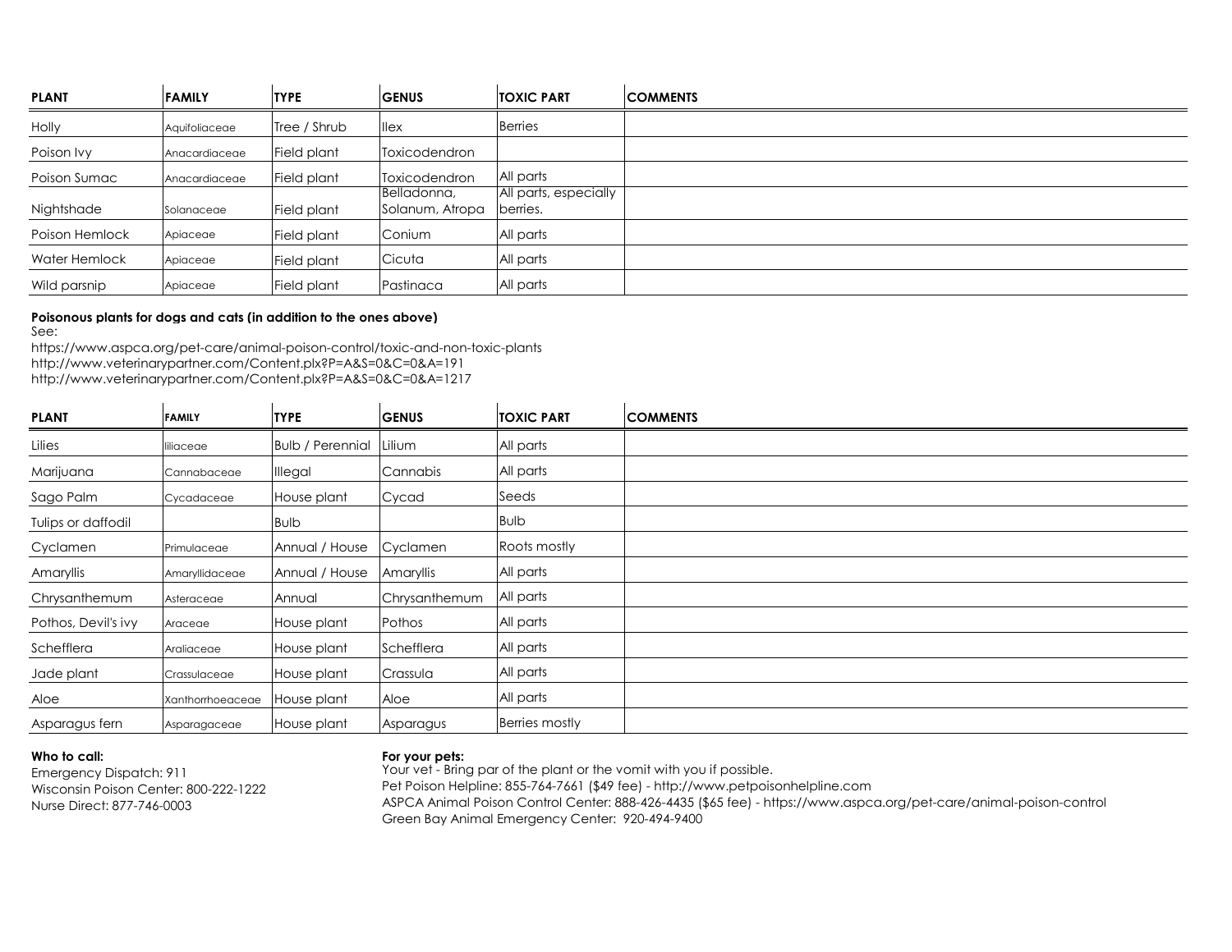| PLANT | FAMILY | TYPE | GENUS | TOXIC PART | COMMENTS |
|---|---|---|---|---|---|
| Holly | Aquifoliaceae | Tree / Shrub | Ilex | Berries | |
| Poison Ivy | Anacardiaceae | Field plant | Toxicodendron | | |
| Poison Sumac | Anacardiaceae | Field plant | Toxicodendron | All parts | |
| Nightshade | Solanaceae | Field plant | Belladonna, Solanum, Atropa | All parts, especially berries. | |
| Poison Hemlock | Apiaceae | Field plant | Conium | All parts | |
| Water Hemlock | Apiaceae | Field plant | Cicuta | All parts | |
| Wild parsnip | Apiaceae | Field plant | Pastinaca | All parts | |

**Poisonous plants for dogs and cats (in addition to the ones above)**

See:

https://www.aspca.org/pet-care/animal-poison-control/toxic-and-non-toxic-plants
http://www.veterinarypartner.com/Content.plx?P=A&S=0&C=0&A=191
http://www.veterinarypartner.com/Content.plx?P=A&S=0&C=0&A=1217

| PLANT | FAMILY | TYPE | GENUS | TOXIC PART | COMMENTS |
|---|---|---|---|---|---|
| Lilies | liliaceae | Bulb / Perennial | Lilium | All parts | |
| Marijuana | Cannabaceae | Illegal | Cannabis | All parts | |
| Sago Palm | Cycadaceae | House plant | Cycad | Seeds | |
| Tulips or daffodil | | Bulb | | Bulb | |
| Cyclamen | Primulaceae | Annual / House | Cyclamen | Roots mostly | |
| Amaryllis | Amaryllidaceae | Annual / House | Amaryllis | All parts | |
| Chrysanthemum | Asteraceae | Annual | Chrysanthemum | All parts | |
| Pothos, Devil's ivy | Araceae | House plant | Pothos | All parts | |
| Schefflera | Araliaceae | House plant | Schefflera | All parts | |
| Jade plant | Crassulaceae | House plant | Crassula | All parts | |
| Aloe | Xanthorrhoeaceae | House plant | Aloe | All parts | |
| Asparagus fern | Asparagaceae | House plant | Asparagus | Berries mostly | |

**Who to call:**

Emergency Dispatch: 911
Wisconsin Poison Center: 800-222-1222
Nurse Direct: 877-746-0003

**For your pets:**

Your vet - Bring par of the plant or the vomit with you if possible.
Pet Poison Helpline: 855-764-7661 ($49 fee) - http://www.petpoisonhelpline.com
ASPCA Animal Poison Control Center: 888-426-4435 ($65 fee) - https://www.aspca.org/pet-care/animal-poison-control
Green Bay Animal Emergency Center: 920-494-9400